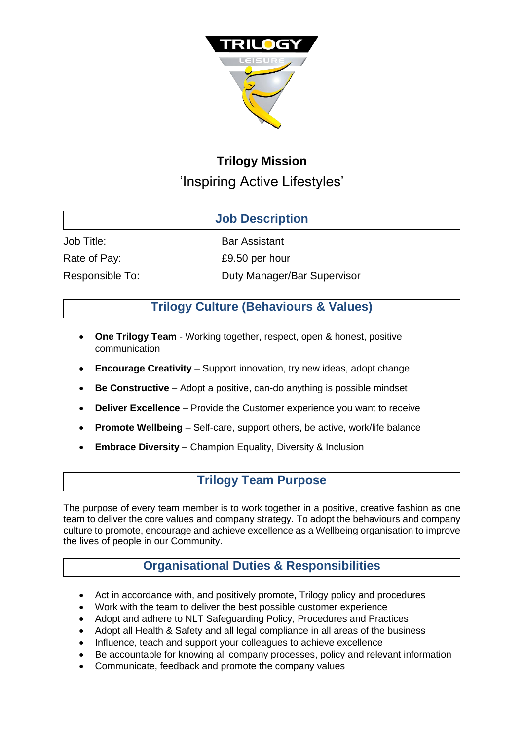# Trilogy Mission

'Inspiring Active Lifestyles'

## Job Description

| | |
|---|---|
| Job Title: | Bar Assistant |
| Rate of Pay: | £9.50 per hour |
| Responsible To: | Duty Manager/Bar Supervisor |

## Trilogy Culture (Behaviours & Values)

- **One Trilogy Team** - Working together, respect, open & honest, positive communication
- **Encourage Creativity** – Support innovation, try new ideas, adopt change
- **Be Constructive** – Adopt a positive, can-do anything is possible mindset
- **Deliver Excellence** – Provide the Customer experience you want to receive
- **Promote Wellbeing** – Self-care, support others, be active, work/life balance
- **Embrace Diversity** – Champion Equality, Diversity & Inclusion

## Trilogy Team Purpose

The purpose of every team member is to work together in a positive, creative fashion as one team to deliver the core values and company strategy. To adopt the behaviours and company culture to promote, encourage and achieve excellence as a Wellbeing organisation to improve the lives of people in our Community.

## Organisational Duties & Responsibilities

- Act in accordance with, and positively promote, Trilogy policy and procedures
- Work with the team to deliver the best possible customer experience
- Adopt and adhere to NLT Safeguarding Policy, Procedures and Practices
- Adopt all Health & Safety and all legal compliance in all areas of the business
- Influence, teach and support your colleagues to achieve excellence
- Be accountable for knowing all company processes, policy and relevant information
- Communicate, feedback and promote the company values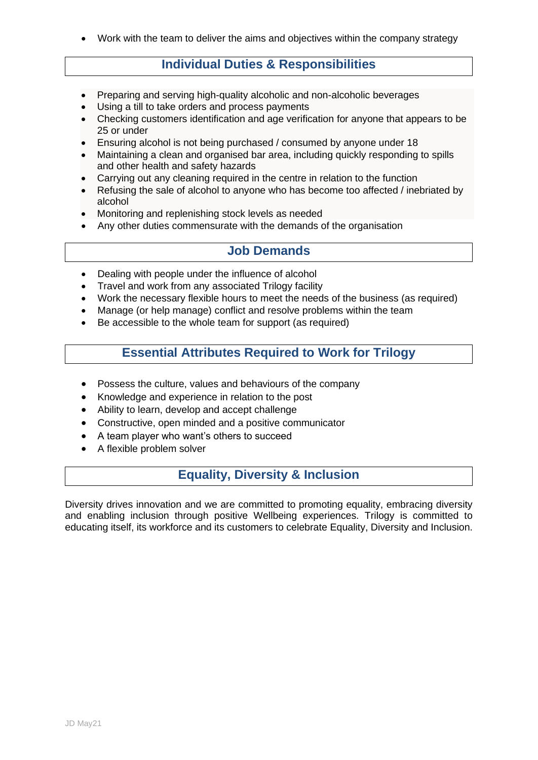- Work with the team to deliver the aims and objectives within the company strategy

## Individual Duties & Responsibilities

- Preparing and serving high-quality alcoholic and non-alcoholic beverages
- Using a till to take orders and process payments
- Checking customers identification and age verification for anyone that appears to be 25 or under
- Ensuring alcohol is not being purchased / consumed by anyone under 18
- Maintaining a clean and organised bar area, including quickly responding to spills and other health and safety hazards
- Carrying out any cleaning required in the centre in relation to the function
- Refusing the sale of alcohol to anyone who has become too affected / inebriated by alcohol
- Monitoring and replenishing stock levels as needed
- Any other duties commensurate with the demands of the organisation

## Job Demands

- Dealing with people under the influence of alcohol
- Travel and work from any associated Trilogy facility
- Work the necessary flexible hours to meet the needs of the business (as required)
- Manage (or help manage) conflict and resolve problems within the team
- Be accessible to the whole team for support (as required)

## Essential Attributes Required to Work for Trilogy

- Possess the culture, values and behaviours of the company
- Knowledge and experience in relation to the post
- Ability to learn, develop and accept challenge
- Constructive, open minded and a positive communicator
- A team player who want's others to succeed
- A flexible problem solver

## Equality, Diversity & Inclusion

Diversity drives innovation and we are committed to promoting equality, embracing diversity and enabling inclusion through positive Wellbeing experiences. Trilogy is committed to educating itself, its workforce and its customers to celebrate Equality, Diversity and Inclusion.

JD May21